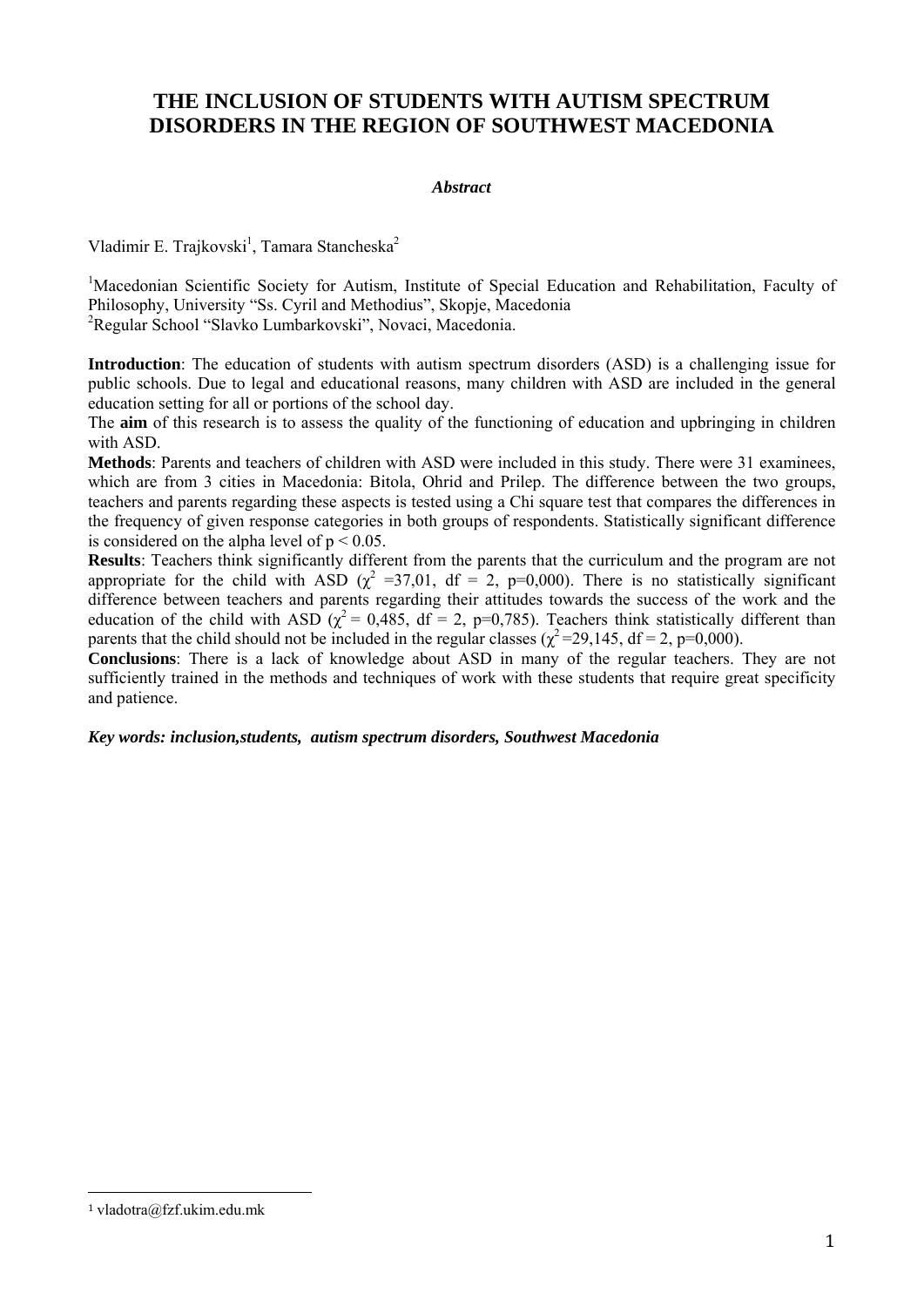# THE INCLUSION OF STUDENTS WITH AUTISM SPECTRUM DISORDERS IN THE REGION OF SOUTHWEST MACEDONIA

***Abstract***

Vladimir E. Trajkovski[1], Tamara Stancheska[2]

[1]Macedonian Scientific Society for Autism, Institute of Special Education and Rehabilitation, Faculty of Philosophy, University "Ss. Cyril and Methodius", Skopje, Macedonia
[2]Regular School "Slavko Lumbarkovski", Novaci, Macedonia.

**Introduction**: The education of students with autism spectrum disorders (ASD) is a challenging issue for public schools. Due to legal and educational reasons, many children with ASD are included in the general education setting for all or portions of the school day.
The **aim** of this research is to assess the quality of the functioning of education and upbringing in children with ASD.
**Methods**: Parents and teachers of children with ASD were included in this study. There were 31 examinees, which are from 3 cities in Macedonia: Bitola, Ohrid and Prilep. The difference between the two groups, teachers and parents regarding these aspects is tested using a Chi square test that compares the differences in the frequency of given response categories in both groups of respondents. Statistically significant difference is considered on the alpha level of $p < 0.05$.
**Results**: Teachers think significantly different from the parents that the curriculum and the program are not appropriate for the child with ASD ($\chi^2$ =37,01, df = 2, p=0,000). There is no statistically significant difference between teachers and parents regarding their attitudes towards the success of the work and the education of the child with ASD ($\chi^2$ = 0,485, df = 2, p=0,785). Teachers think statistically different than parents that the child should not be included in the regular classes ($\chi^2$ =29,145, df = 2, p=0,000).
**Conclusions**: There is a lack of knowledge about ASD in many of the regular teachers. They are not sufficiently trained in the methods and techniques of work with these students that require great specificity and patience.

***Key words: inclusion,students, autism spectrum disorders, Southwest Macedonia***

---

[1] vladotra@fzf.ukim.edu.mk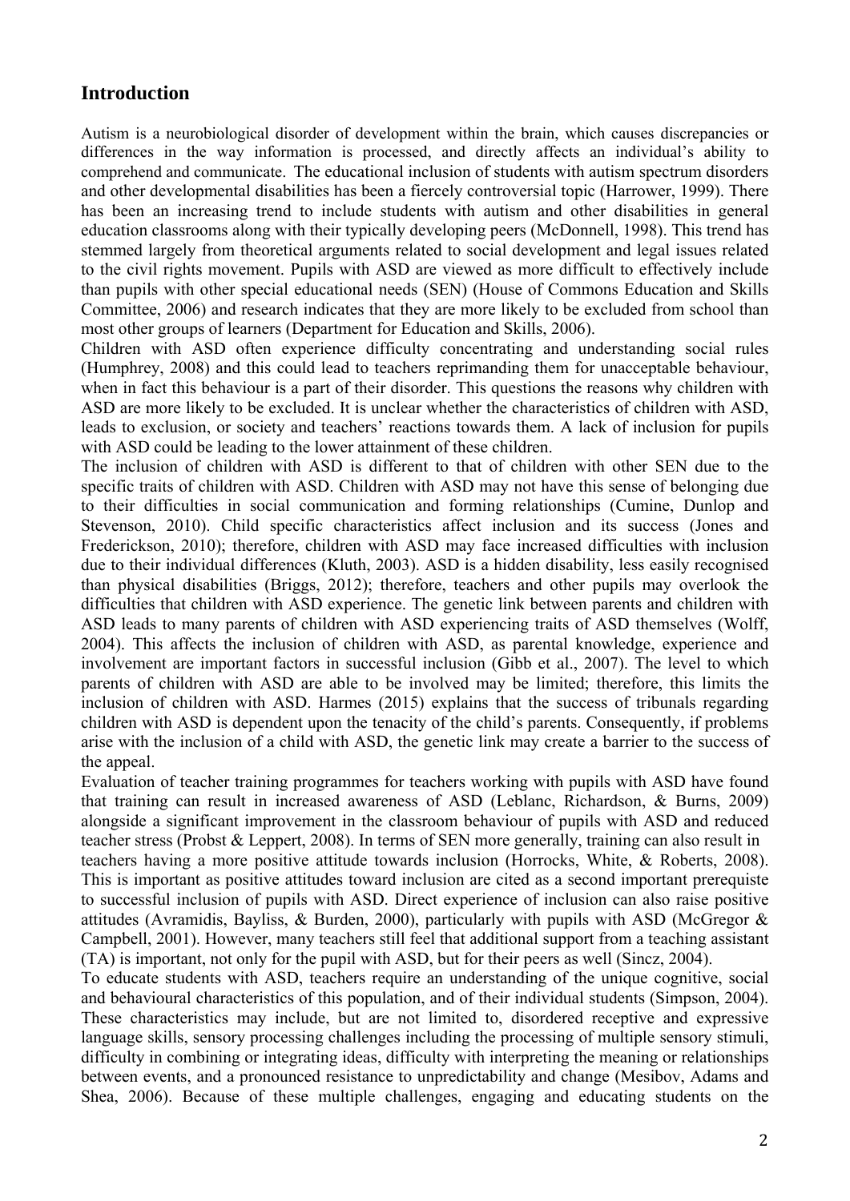## Introduction

Autism is a neurobiological disorder of development within the brain, which causes discrepancies or differences in the way information is processed, and directly affects an individual's ability to comprehend and communicate. The educational inclusion of students with autism spectrum disorders and other developmental disabilities has been a fiercely controversial topic (Harrower, 1999). There has been an increasing trend to include students with autism and other disabilities in general education classrooms along with their typically developing peers (McDonnell, 1998). This trend has stemmed largely from theoretical arguments related to social development and legal issues related to the civil rights movement. Pupils with ASD are viewed as more difficult to effectively include than pupils with other special educational needs (SEN) (House of Commons Education and Skills Committee, 2006) and research indicates that they are more likely to be excluded from school than most other groups of learners (Department for Education and Skills, 2006).

Children with ASD often experience difficulty concentrating and understanding social rules (Humphrey, 2008) and this could lead to teachers reprimanding them for unacceptable behaviour, when in fact this behaviour is a part of their disorder. This questions the reasons why children with ASD are more likely to be excluded. It is unclear whether the characteristics of children with ASD, leads to exclusion, or society and teachers' reactions towards them. A lack of inclusion for pupils with ASD could be leading to the lower attainment of these children.

The inclusion of children with ASD is different to that of children with other SEN due to the specific traits of children with ASD. Children with ASD may not have this sense of belonging due to their difficulties in social communication and forming relationships (Cumine, Dunlop and Stevenson, 2010). Child specific characteristics affect inclusion and its success (Jones and Frederickson, 2010); therefore, children with ASD may face increased difficulties with inclusion due to their individual differences (Kluth, 2003). ASD is a hidden disability, less easily recognised than physical disabilities (Briggs, 2012); therefore, teachers and other pupils may overlook the difficulties that children with ASD experience. The genetic link between parents and children with ASD leads to many parents of children with ASD experiencing traits of ASD themselves (Wolff, 2004). This affects the inclusion of children with ASD, as parental knowledge, experience and involvement are important factors in successful inclusion (Gibb et al., 2007). The level to which parents of children with ASD are able to be involved may be limited; therefore, this limits the inclusion of children with ASD. Harmes (2015) explains that the success of tribunals regarding children with ASD is dependent upon the tenacity of the child's parents. Consequently, if problems arise with the inclusion of a child with ASD, the genetic link may create a barrier to the success of the appeal.

Evaluation of teacher training programmes for teachers working with pupils with ASD have found that training can result in increased awareness of ASD (Leblanc, Richardson, & Burns, 2009) alongside a significant improvement in the classroom behaviour of pupils with ASD and reduced teacher stress (Probst & Leppert, 2008). In terms of SEN more generally, training can also result in teachers having a more positive attitude towards inclusion (Horrocks, White, & Roberts, 2008). This is important as positive attitudes toward inclusion are cited as a second important prerequiste to successful inclusion of pupils with ASD. Direct experience of inclusion can also raise positive attitudes (Avramidis, Bayliss, & Burden, 2000), particularly with pupils with ASD (McGregor & Campbell, 2001). However, many teachers still feel that additional support from a teaching assistant (TA) is important, not only for the pupil with ASD, but for their peers as well (Sincz, 2004).

To educate students with ASD, teachers require an understanding of the unique cognitive, social and behavioural characteristics of this population, and of their individual students (Simpson, 2004). These characteristics may include, but are not limited to, disordered receptive and expressive language skills, sensory processing challenges including the processing of multiple sensory stimuli, difficulty in combining or integrating ideas, difficulty with interpreting the meaning or relationships between events, and a pronounced resistance to unpredictability and change (Mesibov, Adams and Shea, 2006). Because of these multiple challenges, engaging and educating students on the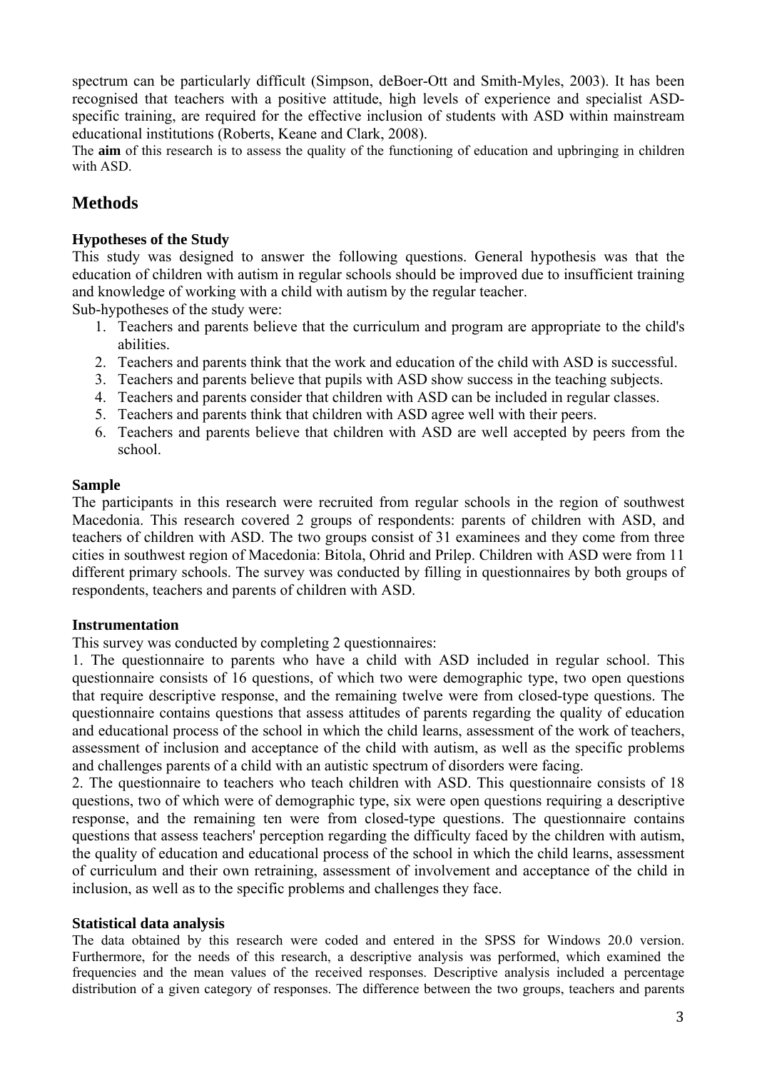spectrum can be particularly difficult (Simpson, deBoer-Ott and Smith-Myles, 2003). It has been recognised that teachers with a positive attitude, high levels of experience and specialist ASD-specific training, are required for the effective inclusion of students with ASD within mainstream educational institutions (Roberts, Keane and Clark, 2008).

The **aim** of this research is to assess the quality of the functioning of education and upbringing in children with ASD.

## Methods

### Hypotheses of the Study

This study was designed to answer the following questions. General hypothesis was that the education of children with autism in regular schools should be improved due to insufficient training and knowledge of working with a child with autism by the regular teacher.

Sub-hypotheses of the study were:

1. Teachers and parents believe that the curriculum and program are appropriate to the child's abilities.
2. Teachers and parents think that the work and education of the child with ASD is successful.
3. Teachers and parents believe that pupils with ASD show success in the teaching subjects.
4. Teachers and parents consider that children with ASD can be included in regular classes.
5. Teachers and parents think that children with ASD agree well with their peers.
6. Teachers and parents believe that children with ASD are well accepted by peers from the school.

### Sample

The participants in this research were recruited from regular schools in the region of southwest Macedonia. This research covered 2 groups of respondents: parents of children with ASD, and teachers of children with ASD. The two groups consist of 31 examinees and they come from three cities in southwest region of Macedonia: Bitola, Ohrid and Prilep. Children with ASD were from 11 different primary schools. The survey was conducted by filling in questionnaires by both groups of respondents, teachers and parents of children with ASD.

### Instrumentation

This survey was conducted by completing 2 questionnaires:

1. The questionnaire to parents who have a child with ASD included in regular school. This questionnaire consists of 16 questions, of which two were demographic type, two open questions that require descriptive response, and the remaining twelve were from closed-type questions. The questionnaire contains questions that assess attitudes of parents regarding the quality of education and educational process of the school in which the child learns, assessment of the work of teachers, assessment of inclusion and acceptance of the child with autism, as well as the specific problems and challenges parents of a child with an autistic spectrum of disorders were facing.

2. The questionnaire to teachers who teach children with ASD. This questionnaire consists of 18 questions, two of which were of demographic type, six were open questions requiring a descriptive response, and the remaining ten were from closed-type questions. The questionnaire contains questions that assess teachers' perception regarding the difficulty faced by the children with autism, the quality of education and educational process of the school in which the child learns, assessment of curriculum and their own retraining, assessment of involvement and acceptance of the child in inclusion, as well as to the specific problems and challenges they face.

### Statistical data analysis

The data obtained by this research were coded and entered in the SPSS for Windows 20.0 version. Furthermore, for the needs of this research, a descriptive analysis was performed, which examined the frequencies and the mean values of the received responses. Descriptive analysis included a percentage distribution of a given category of responses. The difference between the two groups, teachers and parents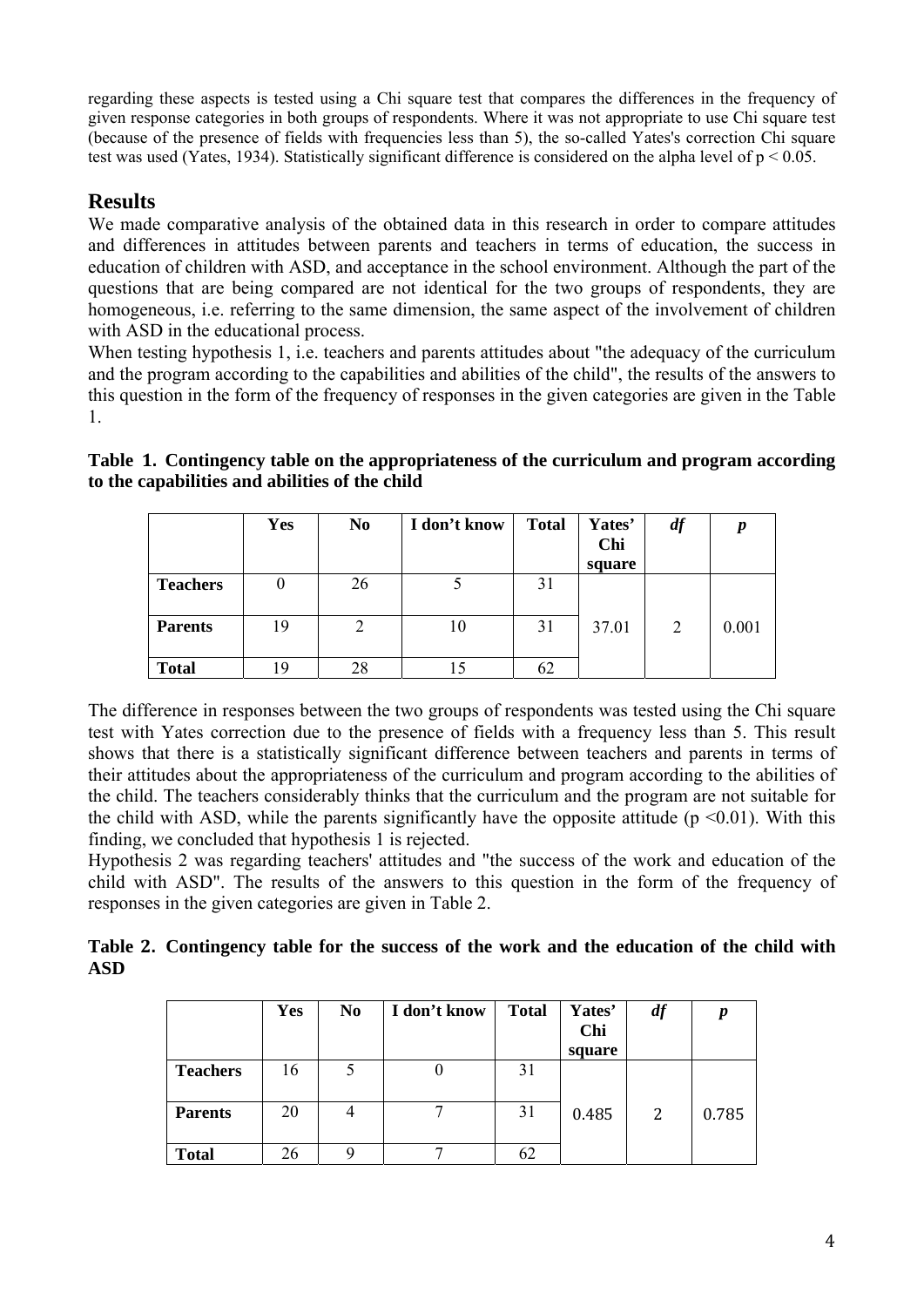regarding these aspects is tested using a Chi square test that compares the differences in the frequency of given response categories in both groups of respondents. Where it was not appropriate to use Chi square test (because of the presence of fields with frequencies less than 5), the so-called Yates's correction Chi square test was used (Yates, 1934). Statistically significant difference is considered on the alpha level of $p < 0.05$.

## Results

We made comparative analysis of the obtained data in this research in order to compare attitudes and differences in attitudes between parents and teachers in terms of education, the success in education of children with ASD, and acceptance in the school environment. Although the part of the questions that are being compared are not identical for the two groups of respondents, they are homogeneous, i.e. referring to the same dimension, the same aspect of the involvement of children with ASD in the educational process.

When testing hypothesis 1, i.e. teachers and parents attitudes about "the adequacy of the curriculum and the program according to the capabilities and abilities of the child", the results of the answers to this question in the form of the frequency of responses in the given categories are given in the Table 1.

**Table 1. Contingency table on the appropriateness of the curriculum and program according to the capabilities and abilities of the child**

| | Yes | No | I don't know | Total | Yates' Chi square | *df* | *p* |
|---|---|---|---|---|---|---|---|
| **Teachers** | 0 | 26 | 5 | 31 | | | |
| **Parents** | 19 | 2 | 10 | 31 | 37.01 | 2 | 0.001 |
| **Total** | 19 | 28 | 15 | 62 | | | |

The difference in responses between the two groups of respondents was tested using the Chi square test with Yates correction due to the presence of fields with a frequency less than 5. This result shows that there is a statistically significant difference between teachers and parents in terms of their attitudes about the appropriateness of the curriculum and program according to the abilities of the child. The teachers considerably thinks that the curriculum and the program are not suitable for the child with ASD, while the parents significantly have the opposite attitude ($p < 0.01$). With this finding, we concluded that hypothesis 1 is rejected.

Hypothesis 2 was regarding teachers' attitudes and "the success of the work and education of the child with ASD". The results of the answers to this question in the form of the frequency of responses in the given categories are given in Table 2.

**Table 2. Contingency table for the success of the work and the education of the child with ASD**

| | Yes | No | I don't know | Total | Yates' Chi square | *df* | *p* |
|---|---|---|---|---|---|---|---|
| **Teachers** | 16 | 5 | 0 | 31 | | | |
| **Parents** | 20 | 4 | 7 | 31 | 0.485 | 2 | 0.785 |
| **Total** | 26 | 9 | 7 | 62 | | | |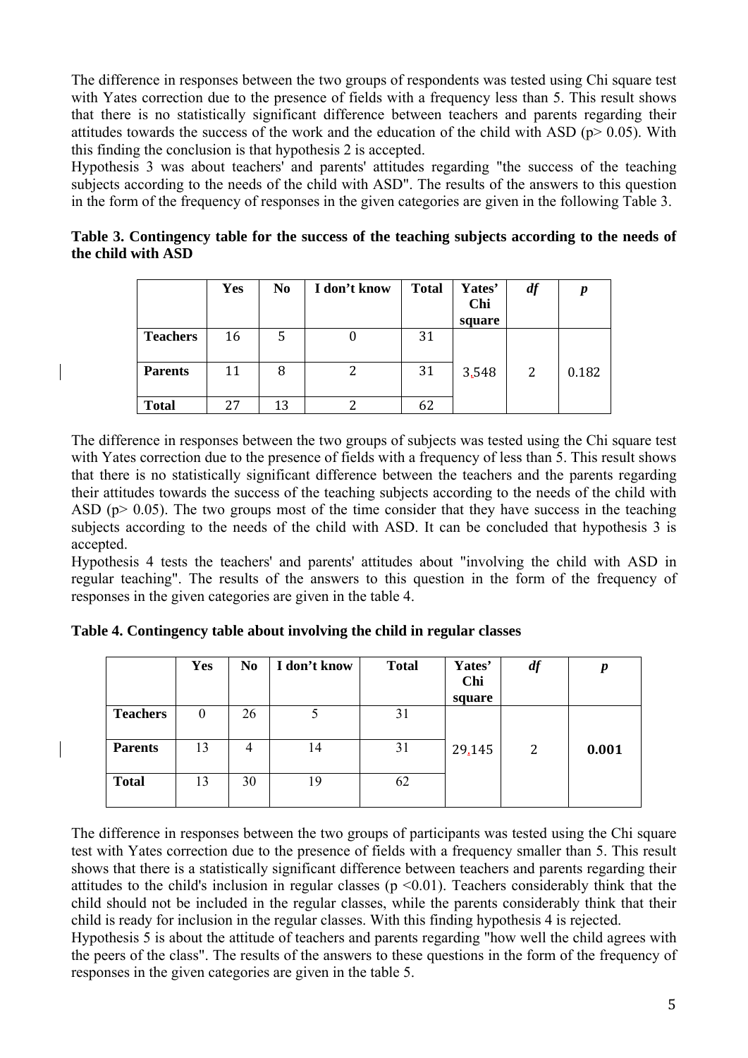The difference in responses between the two groups of respondents was tested using Chi square test with Yates correction due to the presence of fields with a frequency less than 5. This result shows that there is no statistically significant difference between teachers and parents regarding their attitudes towards the success of the work and the education of the child with ASD ($p > 0.05$). With this finding the conclusion is that hypothesis 2 is accepted.

Hypothesis 3 was about teachers' and parents' attitudes regarding "the success of the teaching subjects according to the needs of the child with ASD". The results of the answers to this question in the form of the frequency of responses in the given categories are given in the following Table 3.

**Table 3. Contingency table for the success of the teaching subjects according to the needs of the child with ASD**

| | Yes | No | I don't know | Total | Yates' Chi square | *df* | *p* |
|---|---|---|---|---|---|---|---|
| **Teachers** | 16 | 5 | 0 | 31 | 3.548 | 2 | 0.182 |
| **Parents** | 11 | 8 | 2 | 31 | | | |
| **Total** | 27 | 13 | 2 | 62 | | | |

The difference in responses between the two groups of subjects was tested using the Chi square test with Yates correction due to the presence of fields with a frequency of less than 5. This result shows that there is no statistically significant difference between the teachers and the parents regarding their attitudes towards the success of the teaching subjects according to the needs of the child with ASD ($p > 0.05$). The two groups most of the time consider that they have success in the teaching subjects according to the needs of the child with ASD. It can be concluded that hypothesis 3 is accepted.

Hypothesis 4 tests the teachers' and parents' attitudes about "involving the child with ASD in regular teaching". The results of the answers to this question in the form of the frequency of responses in the given categories are given in the table 4.

**Table 4. Contingency table about involving the child in regular classes**

| | Yes | No | I don't know | Total | Yates' Chi square | *df* | *p* |
|---|---|---|---|---|---|---|---|
| **Teachers** | 0 | 26 | 5 | 31 | 29.145 | 2 | **0.001** |
| **Parents** | 13 | 4 | 14 | 31 | | | |
| **Total** | 13 | 30 | 19 | 62 | | | |

The difference in responses between the two groups of participants was tested using the Chi square test with Yates correction due to the presence of fields with a frequency smaller than 5. This result shows that there is a statistically significant difference between teachers and parents regarding their attitudes to the child's inclusion in regular classes ($p < 0.01$). Teachers considerably think that the child should not be included in the regular classes, while the parents considerably think that their child is ready for inclusion in the regular classes. With this finding hypothesis 4 is rejected.

Hypothesis 5 is about the attitude of teachers and parents regarding "how well the child agrees with the peers of the class". The results of the answers to these questions in the form of the frequency of responses in the given categories are given in the table 5.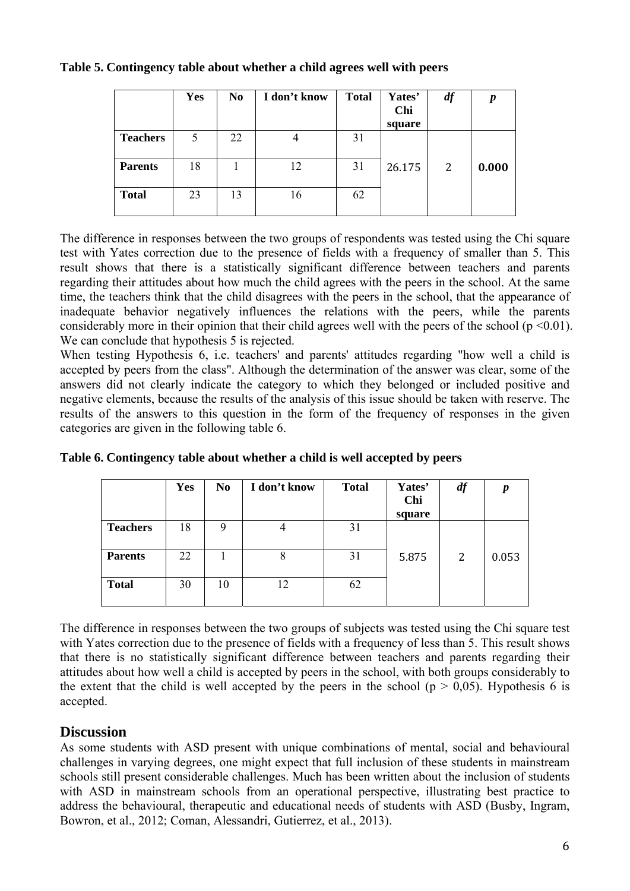**Table 5. Contingency table about whether a child agrees well with peers**

| | Yes | No | I don't know | Total | Yates' Chi square | *df* | *p* |
|---|---|---|---|---|---|---|---|
| **Teachers** | 5 | 22 | 4 | 31 | 26.175 | 2 | **0.000** |
| **Parents** | 18 | 1 | 12 | 31 | | | |
| **Total** | 23 | 13 | 16 | 62 | | | |

The difference in responses between the two groups of respondents was tested using the Chi square test with Yates correction due to the presence of fields with a frequency of smaller than 5. This result shows that there is a statistically significant difference between teachers and parents regarding their attitudes about how much the child agrees with the peers in the school. At the same time, the teachers think that the child disagrees with the peers in the school, that the appearance of inadequate behavior negatively influences the relations with the peers, while the parents considerably more in their opinion that their child agrees well with the peers of the school ($p < 0.01$). We can conclude that hypothesis 5 is rejected.

When testing Hypothesis 6, i.e. teachers' and parents' attitudes regarding "how well a child is accepted by peers from the class". Although the determination of the answer was clear, some of the answers did not clearly indicate the category to which they belonged or included positive and negative elements, because the results of the analysis of this issue should be taken with reserve. The results of the answers to this question in the form of the frequency of responses in the given categories are given in the following table 6.

**Table 6. Contingency table about whether a child is well accepted by peers**

| | Yes | No | I don't know | Total | Yates' Chi square | *df* | *p* |
|---|---|---|---|---|---|---|---|
| **Teachers** | 18 | 9 | 4 | 31 | 5.875 | 2 | 0.053 |
| **Parents** | 22 | 1 | 8 | 31 | | | |
| **Total** | 30 | 10 | 12 | 62 | | | |

The difference in responses between the two groups of subjects was tested using the Chi square test with Yates correction due to the presence of fields with a frequency of less than 5. This result shows that there is no statistically significant difference between teachers and parents regarding their attitudes about how well a child is accepted by peers in the school, with both groups considerably to the extent that the child is well accepted by the peers in the school ($p > 0{,}05$). Hypothesis 6 is accepted.

## Discussion

As some students with ASD present with unique combinations of mental, social and behavioural challenges in varying degrees, one might expect that full inclusion of these students in mainstream schools still present considerable challenges. Much has been written about the inclusion of students with ASD in mainstream schools from an operational perspective, illustrating best practice to address the behavioural, therapeutic and educational needs of students with ASD (Busby, Ingram, Bowron, et al., 2012; Coman, Alessandri, Gutierrez, et al., 2013).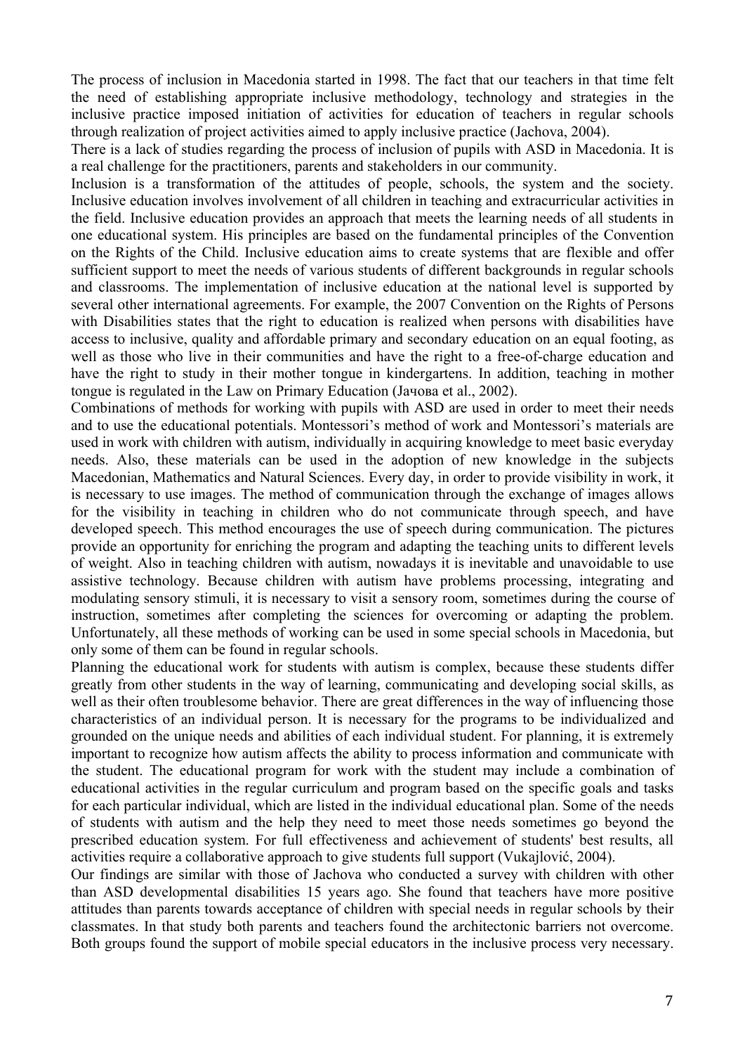The process of inclusion in Macedonia started in 1998. The fact that our teachers in that time felt the need of establishing appropriate inclusive methodology, technology and strategies in the inclusive practice imposed initiation of activities for education of teachers in regular schools through realization of project activities aimed to apply inclusive practice (Jachova, 2004).

There is a lack of studies regarding the process of inclusion of pupils with ASD in Macedonia. It is a real challenge for the practitioners, parents and stakeholders in our community.

Inclusion is a transformation of the attitudes of people, schools, the system and the society. Inclusive education involves involvement of all children in teaching and extracurricular activities in the field. Inclusive education provides an approach that meets the learning needs of all students in one educational system. His principles are based on the fundamental principles of the Convention on the Rights of the Child. Inclusive education aims to create systems that are flexible and offer sufficient support to meet the needs of various students of different backgrounds in regular schools and classrooms. The implementation of inclusive education at the national level is supported by several other international agreements. For example, the 2007 Convention on the Rights of Persons with Disabilities states that the right to education is realized when persons with disabilities have access to inclusive, quality and affordable primary and secondary education on an equal footing, as well as those who live in their communities and have the right to a free-of-charge education and have the right to study in their mother tongue in kindergartens. In addition, teaching in mother tongue is regulated in the Law on Primary Education (Јачова et al., 2002).

Combinations of methods for working with pupils with ASD are used in order to meet their needs and to use the educational potentials. Montessori's method of work and Montessori's materials are used in work with children with autism, individually in acquiring knowledge to meet basic everyday needs. Also, these materials can be used in the adoption of new knowledge in the subjects Macedonian, Mathematics and Natural Sciences. Every day, in order to provide visibility in work, it is necessary to use images. The method of communication through the exchange of images allows for the visibility in teaching in children who do not communicate through speech, and have developed speech. This method encourages the use of speech during communication. The pictures provide an opportunity for enriching the program and adapting the teaching units to different levels of weight. Also in teaching children with autism, nowadays it is inevitable and unavoidable to use assistive technology. Because children with autism have problems processing, integrating and modulating sensory stimuli, it is necessary to visit a sensory room, sometimes during the course of instruction, sometimes after completing the sciences for overcoming or adapting the problem. Unfortunately, all these methods of working can be used in some special schools in Macedonia, but only some of them can be found in regular schools.

Planning the educational work for students with autism is complex, because these students differ greatly from other students in the way of learning, communicating and developing social skills, as well as their often troublesome behavior. There are great differences in the way of influencing those characteristics of an individual person. It is necessary for the programs to be individualized and grounded on the unique needs and abilities of each individual student. For planning, it is extremely important to recognize how autism affects the ability to process information and communicate with the student. The educational program for work with the student may include a combination of educational activities in the regular curriculum and program based on the specific goals and tasks for each particular individual, which are listed in the individual educational plan. Some of the needs of students with autism and the help they need to meet those needs sometimes go beyond the prescribed education system. For full effectiveness and achievement of students' best results, all activities require a collaborative approach to give students full support (Vukajlović, 2004).

Our findings are similar with those of Jachova who conducted a survey with children with other than ASD developmental disabilities 15 years ago. She found that teachers have more positive attitudes than parents towards acceptance of children with special needs in regular schools by their classmates. In that study both parents and teachers found the architectonic barriers not overcome. Both groups found the support of mobile special educators in the inclusive process very necessary.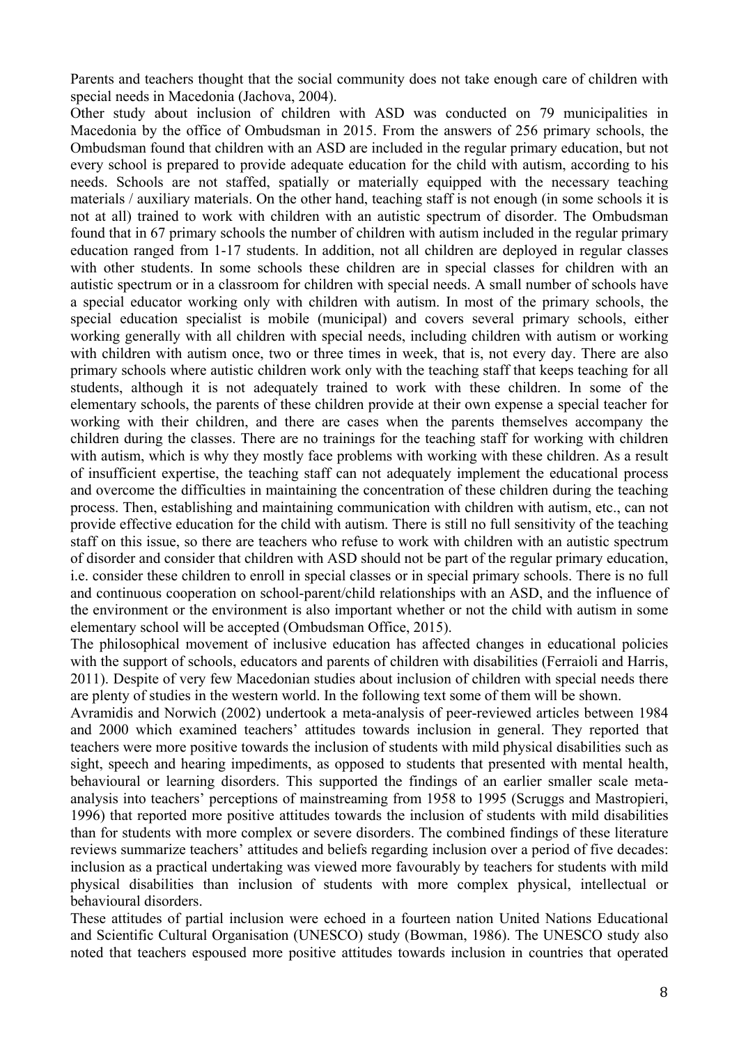Parents and teachers thought that the social community does not take enough care of children with special needs in Macedonia (Jachova, 2004).

Other study about inclusion of children with ASD was conducted on 79 municipalities in Macedonia by the office of Ombudsman in 2015. From the answers of 256 primary schools, the Ombudsman found that children with an ASD are included in the regular primary education, but not every school is prepared to provide adequate education for the child with autism, according to his needs. Schools are not staffed, spatially or materially equipped with the necessary teaching materials / auxiliary materials. On the other hand, teaching staff is not enough (in some schools it is not at all) trained to work with children with an autistic spectrum of disorder. The Ombudsman found that in 67 primary schools the number of children with autism included in the regular primary education ranged from 1-17 students. In addition, not all children are deployed in regular classes with other students. In some schools these children are in special classes for children with an autistic spectrum or in a classroom for children with special needs. A small number of schools have a special educator working only with children with autism. In most of the primary schools, the special education specialist is mobile (municipal) and covers several primary schools, either working generally with all children with special needs, including children with autism or working with children with autism once, two or three times in week, that is, not every day. There are also primary schools where autistic children work only with the teaching staff that keeps teaching for all students, although it is not adequately trained to work with these children. In some of the elementary schools, the parents of these children provide at their own expense a special teacher for working with their children, and there are cases when the parents themselves accompany the children during the classes. There are no trainings for the teaching staff for working with children with autism, which is why they mostly face problems with working with these children. As a result of insufficient expertise, the teaching staff can not adequately implement the educational process and overcome the difficulties in maintaining the concentration of these children during the teaching process. Then, establishing and maintaining communication with children with autism, etc., can not provide effective education for the child with autism. There is still no full sensitivity of the teaching staff on this issue, so there are teachers who refuse to work with children with an autistic spectrum of disorder and consider that children with ASD should not be part of the regular primary education, i.e. consider these children to enroll in special classes or in special primary schools. There is no full and continuous cooperation on school-parent/child relationships with an ASD, and the influence of the environment or the environment is also important whether or not the child with autism in some elementary school will be accepted (Ombudsman Office, 2015).

The philosophical movement of inclusive education has affected changes in educational policies with the support of schools, educators and parents of children with disabilities (Ferraioli and Harris, 2011). Despite of very few Macedonian studies about inclusion of children with special needs there are plenty of studies in the western world. In the following text some of them will be shown.

Avramidis and Norwich (2002) undertook a meta-analysis of peer-reviewed articles between 1984 and 2000 which examined teachers' attitudes towards inclusion in general. They reported that teachers were more positive towards the inclusion of students with mild physical disabilities such as sight, speech and hearing impediments, as opposed to students that presented with mental health, behavioural or learning disorders. This supported the findings of an earlier smaller scale meta-analysis into teachers' perceptions of mainstreaming from 1958 to 1995 (Scruggs and Mastropieri, 1996) that reported more positive attitudes towards the inclusion of students with mild disabilities than for students with more complex or severe disorders. The combined findings of these literature reviews summarize teachers' attitudes and beliefs regarding inclusion over a period of five decades: inclusion as a practical undertaking was viewed more favourably by teachers for students with mild physical disabilities than inclusion of students with more complex physical, intellectual or behavioural disorders.

These attitudes of partial inclusion were echoed in a fourteen nation United Nations Educational and Scientific Cultural Organisation (UNESCO) study (Bowman, 1986). The UNESCO study also noted that teachers espoused more positive attitudes towards inclusion in countries that operated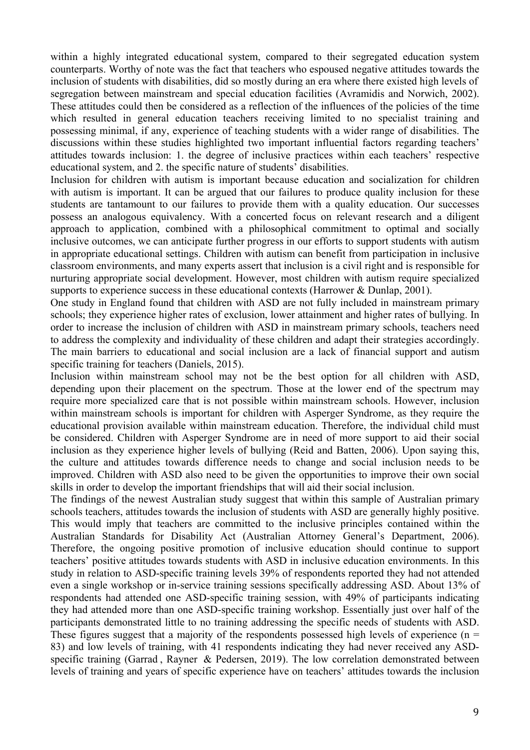within a highly integrated educational system, compared to their segregated education system counterparts. Worthy of note was the fact that teachers who espoused negative attitudes towards the inclusion of students with disabilities, did so mostly during an era where there existed high levels of segregation between mainstream and special education facilities (Avramidis and Norwich, 2002). These attitudes could then be considered as a reflection of the influences of the policies of the time which resulted in general education teachers receiving limited to no specialist training and possessing minimal, if any, experience of teaching students with a wider range of disabilities. The discussions within these studies highlighted two important influential factors regarding teachers' attitudes towards inclusion: 1. the degree of inclusive practices within each teachers' respective educational system, and 2. the specific nature of students' disabilities.

Inclusion for children with autism is important because education and socialization for children with autism is important. It can be argued that our failures to produce quality inclusion for these students are tantamount to our failures to provide them with a quality education. Our successes possess an analogous equivalency. With a concerted focus on relevant research and a diligent approach to application, combined with a philosophical commitment to optimal and socially inclusive outcomes, we can anticipate further progress in our efforts to support students with autism in appropriate educational settings. Children with autism can benefit from participation in inclusive classroom environments, and many experts assert that inclusion is a civil right and is responsible for nurturing appropriate social development. However, most children with autism require specialized supports to experience success in these educational contexts (Harrower & Dunlap, 2001).

One study in England found that children with ASD are not fully included in mainstream primary schools; they experience higher rates of exclusion, lower attainment and higher rates of bullying. In order to increase the inclusion of children with ASD in mainstream primary schools, teachers need to address the complexity and individuality of these children and adapt their strategies accordingly. The main barriers to educational and social inclusion are a lack of financial support and autism specific training for teachers (Daniels, 2015).

Inclusion within mainstream school may not be the best option for all children with ASD, depending upon their placement on the spectrum. Those at the lower end of the spectrum may require more specialized care that is not possible within mainstream schools. However, inclusion within mainstream schools is important for children with Asperger Syndrome, as they require the educational provision available within mainstream education. Therefore, the individual child must be considered. Children with Asperger Syndrome are in need of more support to aid their social inclusion as they experience higher levels of bullying (Reid and Batten, 2006). Upon saying this, the culture and attitudes towards difference needs to change and social inclusion needs to be improved. Children with ASD also need to be given the opportunities to improve their own social skills in order to develop the important friendships that will aid their social inclusion.

The findings of the newest Australian study suggest that within this sample of Australian primary schools teachers, attitudes towards the inclusion of students with ASD are generally highly positive. This would imply that teachers are committed to the inclusive principles contained within the Australian Standards for Disability Act (Australian Attorney General's Department, 2006). Therefore, the ongoing positive promotion of inclusive education should continue to support teachers' positive attitudes towards students with ASD in inclusive education environments. In this study in relation to ASD-specific training levels 39% of respondents reported they had not attended even a single workshop or in-service training sessions specifically addressing ASD. About 13% of respondents had attended one ASD-specific training session, with 49% of participants indicating they had attended more than one ASD-specific training workshop. Essentially just over half of the participants demonstrated little to no training addressing the specific needs of students with ASD. These figures suggest that a majority of the respondents possessed high levels of experience ($n = 83$) and low levels of training, with 41 respondents indicating they had never received any ASD-specific training (Garrad , Rayner & Pedersen, 2019). The low correlation demonstrated between levels of training and years of specific experience have on teachers' attitudes towards the inclusion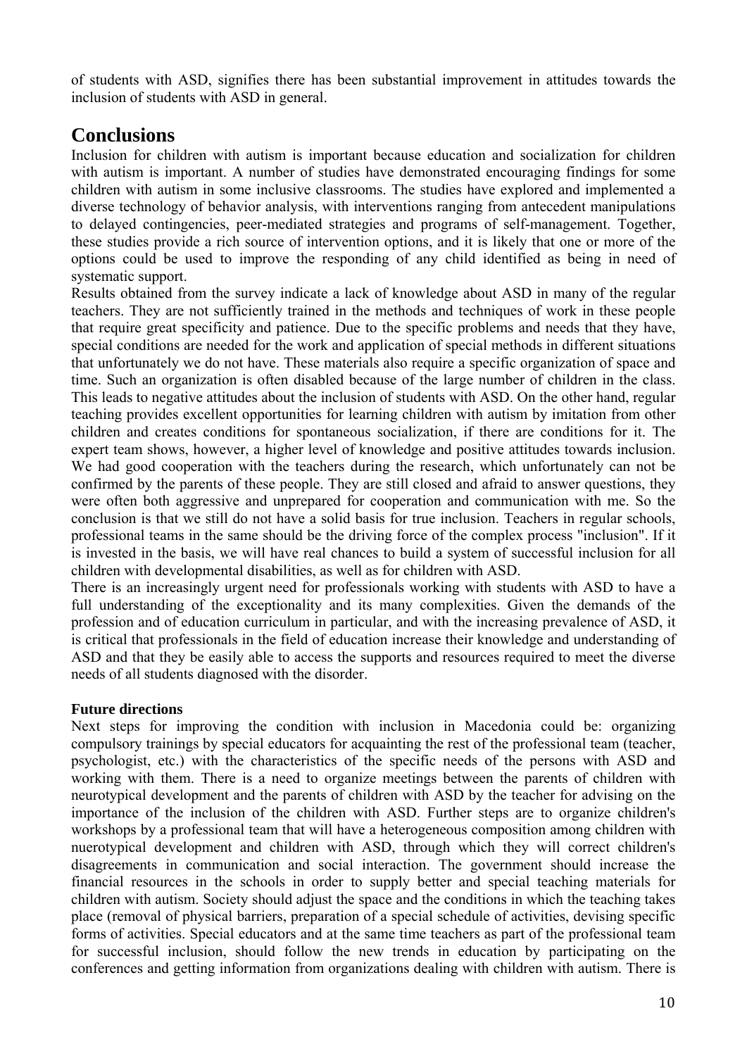of students with ASD, signifies there has been substantial improvement in attitudes towards the inclusion of students with ASD in general.

# Conclusions

Inclusion for children with autism is important because education and socialization for children with autism is important. A number of studies have demonstrated encouraging findings for some children with autism in some inclusive classrooms. The studies have explored and implemented a diverse technology of behavior analysis, with interventions ranging from antecedent manipulations to delayed contingencies, peer-mediated strategies and programs of self-management. Together, these studies provide a rich source of intervention options, and it is likely that one or more of the options could be used to improve the responding of any child identified as being in need of systematic support.

Results obtained from the survey indicate a lack of knowledge about ASD in many of the regular teachers. They are not sufficiently trained in the methods and techniques of work in these people that require great specificity and patience. Due to the specific problems and needs that they have, special conditions are needed for the work and application of special methods in different situations that unfortunately we do not have. These materials also require a specific organization of space and time. Such an organization is often disabled because of the large number of children in the class. This leads to negative attitudes about the inclusion of students with ASD. On the other hand, regular teaching provides excellent opportunities for learning children with autism by imitation from other children and creates conditions for spontaneous socialization, if there are conditions for it. The expert team shows, however, a higher level of knowledge and positive attitudes towards inclusion. We had good cooperation with the teachers during the research, which unfortunately can not be confirmed by the parents of these people. They are still closed and afraid to answer questions, they were often both aggressive and unprepared for cooperation and communication with me. So the conclusion is that we still do not have a solid basis for true inclusion. Teachers in regular schools, professional teams in the same should be the driving force of the complex process "inclusion". If it is invested in the basis, we will have real chances to build a system of successful inclusion for all children with developmental disabilities, as well as for children with ASD.

There is an increasingly urgent need for professionals working with students with ASD to have a full understanding of the exceptionality and its many complexities. Given the demands of the profession and of education curriculum in particular, and with the increasing prevalence of ASD, it is critical that professionals in the field of education increase their knowledge and understanding of ASD and that they be easily able to access the supports and resources required to meet the diverse needs of all students diagnosed with the disorder.

**Future directions**

Next steps for improving the condition with inclusion in Macedonia could be: organizing compulsory trainings by special educators for acquainting the rest of the professional team (teacher, psychologist, etc.) with the characteristics of the specific needs of the persons with ASD and working with them. There is a need to organize meetings between the parents of children with neurotypical development and the parents of children with ASD by the teacher for advising on the importance of the inclusion of the children with ASD. Further steps are to organize children's workshops by a professional team that will have a heterogeneous composition among children with nuerotypical development and children with ASD, through which they will correct children's disagreements in communication and social interaction. The government should increase the financial resources in the schools in order to supply better and special teaching materials for children with autism. Society should adjust the space and the conditions in which the teaching takes place (removal of physical barriers, preparation of a special schedule of activities, devising specific forms of activities. Special educators and at the same time teachers as part of the professional team for successful inclusion, should follow the new trends in education by participating on the conferences and getting information from organizations dealing with children with autism. There is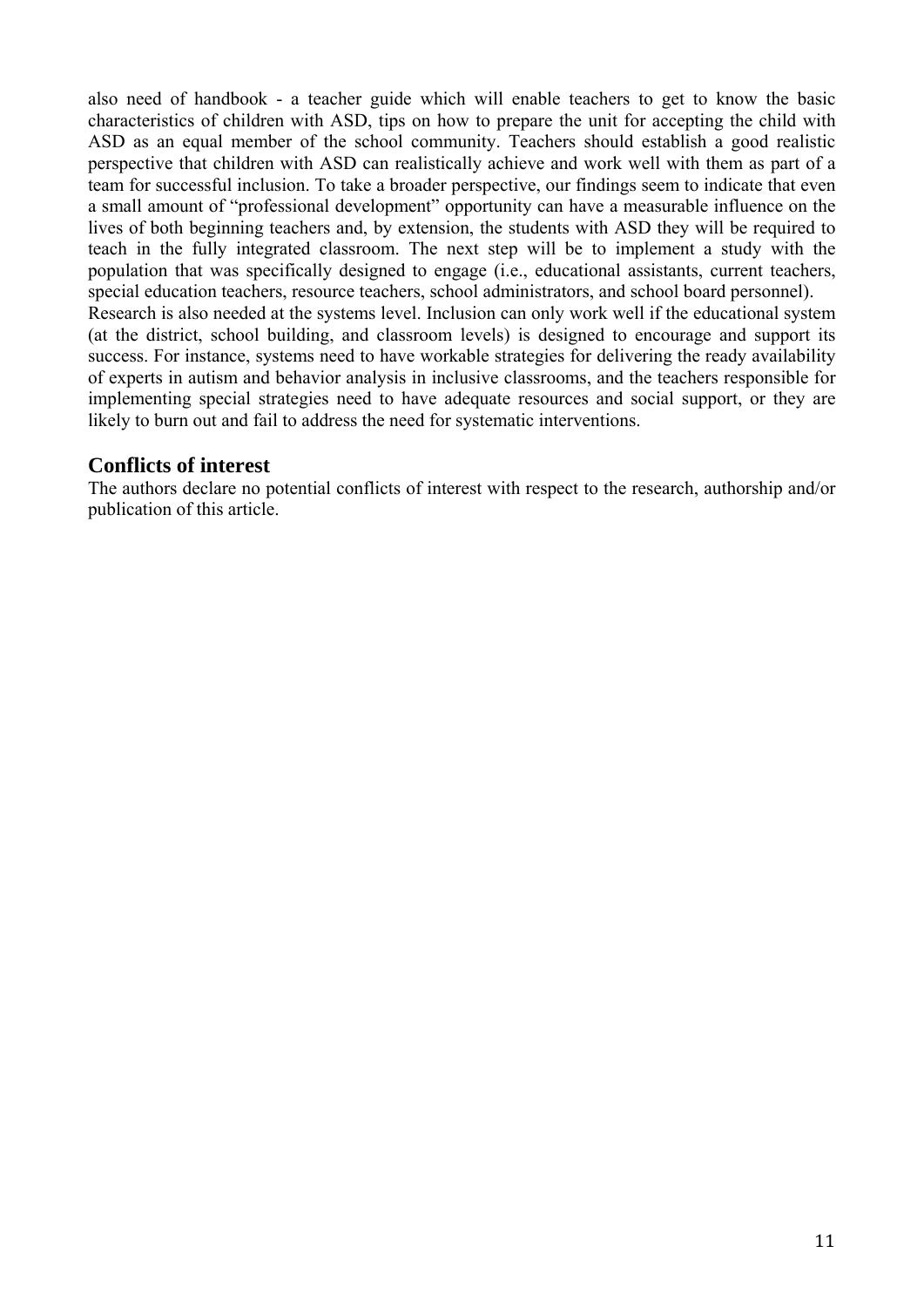also need of handbook - a teacher guide which will enable teachers to get to know the basic characteristics of children with ASD, tips on how to prepare the unit for accepting the child with ASD as an equal member of the school community. Teachers should establish a good realistic perspective that children with ASD can realistically achieve and work well with them as part of a team for successful inclusion. To take a broader perspective, our findings seem to indicate that even a small amount of "professional development" opportunity can have a measurable influence on the lives of both beginning teachers and, by extension, the students with ASD they will be required to teach in the fully integrated classroom. The next step will be to implement a study with the population that was specifically designed to engage (i.e., educational assistants, current teachers, special education teachers, resource teachers, school administrators, and school board personnel).

Research is also needed at the systems level. Inclusion can only work well if the educational system (at the district, school building, and classroom levels) is designed to encourage and support its success. For instance, systems need to have workable strategies for delivering the ready availability of experts in autism and behavior analysis in inclusive classrooms, and the teachers responsible for implementing special strategies need to have adequate resources and social support, or they are likely to burn out and fail to address the need for systematic interventions.

## Conflicts of interest

The authors declare no potential conflicts of interest with respect to the research, authorship and/or publication of this article.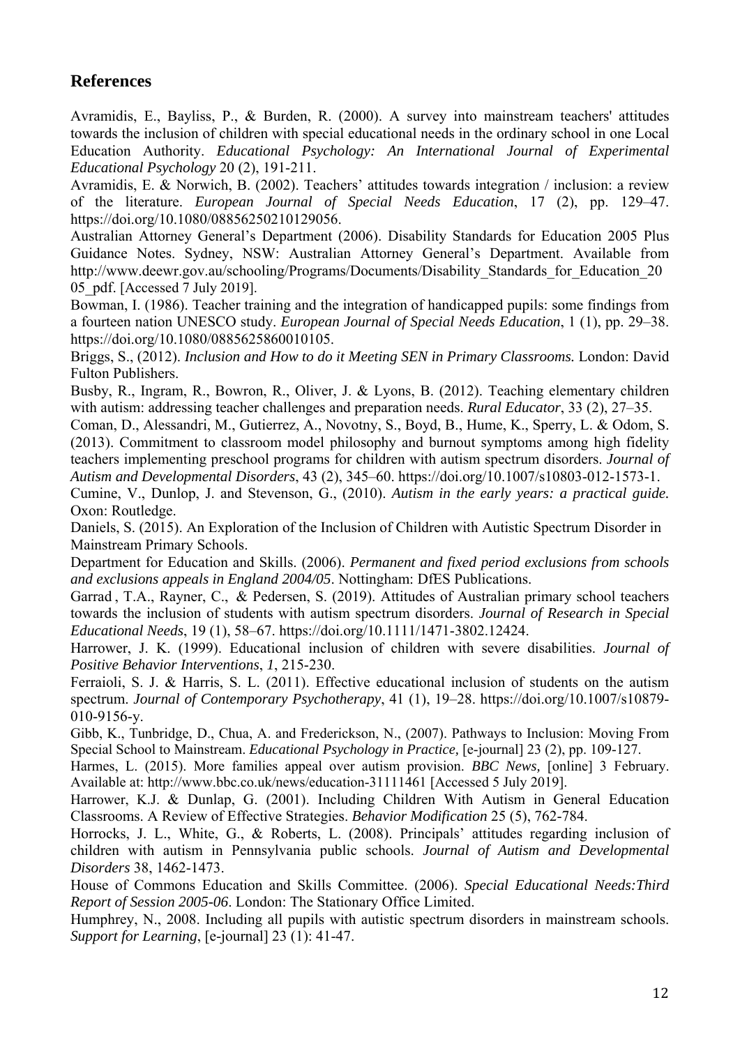## References

Avramidis, E., Bayliss, P., & Burden, R. (2000). A survey into mainstream teachers' attitudes towards the inclusion of children with special educational needs in the ordinary school in one Local Education Authority. *Educational Psychology: An International Journal of Experimental Educational Psychology* 20 (2), 191-211.

Avramidis, E. & Norwich, B. (2002). Teachers' attitudes towards integration / inclusion: a review of the literature. *European Journal of Special Needs Education*, 17 (2), pp. 129–47. https://doi.org/10.1080/08856250210129056.

Australian Attorney General's Department (2006). Disability Standards for Education 2005 Plus Guidance Notes. Sydney, NSW: Australian Attorney General's Department. Available from http://www.deewr.gov.au/schooling/Programs/Documents/Disability_Standards_for_Education_2005_pdf. [Accessed 7 July 2019].

Bowman, I. (1986). Teacher training and the integration of handicapped pupils: some findings from a fourteen nation UNESCO study. *European Journal of Special Needs Education*, 1 (1), pp. 29–38. https://doi.org/10.1080/0885625860010105.

Briggs, S., (2012). *Inclusion and How to do it Meeting SEN in Primary Classrooms.* London: David Fulton Publishers.

Busby, R., Ingram, R., Bowron, R., Oliver, J. & Lyons, B. (2012). Teaching elementary children with autism: addressing teacher challenges and preparation needs. *Rural Educator*, 33 (2), 27–35.

Coman, D., Alessandri, M., Gutierrez, A., Novotny, S., Boyd, B., Hume, K., Sperry, L. & Odom, S. (2013). Commitment to classroom model philosophy and burnout symptoms among high fidelity teachers implementing preschool programs for children with autism spectrum disorders. *Journal of Autism and Developmental Disorders*, 43 (2), 345–60. https://doi.org/10.1007/s10803-012-1573-1.

Cumine, V., Dunlop, J. and Stevenson, G., (2010). *Autism in the early years: a practical guide.* Oxon: Routledge.

Daniels, S. (2015). An Exploration of the Inclusion of Children with Autistic Spectrum Disorder in Mainstream Primary Schools.

Department for Education and Skills. (2006). *Permanent and fixed period exclusions from schools and exclusions appeals in England 2004/05*. Nottingham: DfES Publications.

Garrad , T.A., Rayner, C., & Pedersen, S. (2019). Attitudes of Australian primary school teachers towards the inclusion of students with autism spectrum disorders. *Journal of Research in Special Educational Needs*, 19 (1), 58–67. https://doi.org/10.1111/1471-3802.12424.

Harrower, J. K. (1999). Educational inclusion of children with severe disabilities. *Journal of Positive Behavior Interventions*, *1*, 215-230.

Ferraioli, S. J. & Harris, S. L. (2011). Effective educational inclusion of students on the autism spectrum. *Journal of Contemporary Psychotherapy*, 41 (1), 19–28. https://doi.org/10.1007/s10879-010-9156-y.

Gibb, K., Tunbridge, D., Chua, A. and Frederickson, N., (2007). Pathways to Inclusion: Moving From Special School to Mainstream. *Educational Psychology in Practice,* [e-journal] 23 (2), pp. 109-127.

Harmes, L. (2015). More families appeal over autism provision. *BBC News,* [online] 3 February. Available at: http://www.bbc.co.uk/news/education-31111461 [Accessed 5 July 2019].

Harrower, K.J. & Dunlap, G. (2001). Including Children With Autism in General Education Classrooms. A Review of Effective Strategies. *Behavior Modification* 25 (5), 762-784.

Horrocks, J. L., White, G., & Roberts, L. (2008). Principals' attitudes regarding inclusion of children with autism in Pennsylvania public schools. *Journal of Autism and Developmental Disorders* 38, 1462-1473.

House of Commons Education and Skills Committee. (2006). *Special Educational Needs:Third Report of Session 2005-06*. London: The Stationary Office Limited.

Humphrey, N., 2008. Including all pupils with autistic spectrum disorders in mainstream schools. *Support for Learning*, [e-journal] 23 (1): 41-47.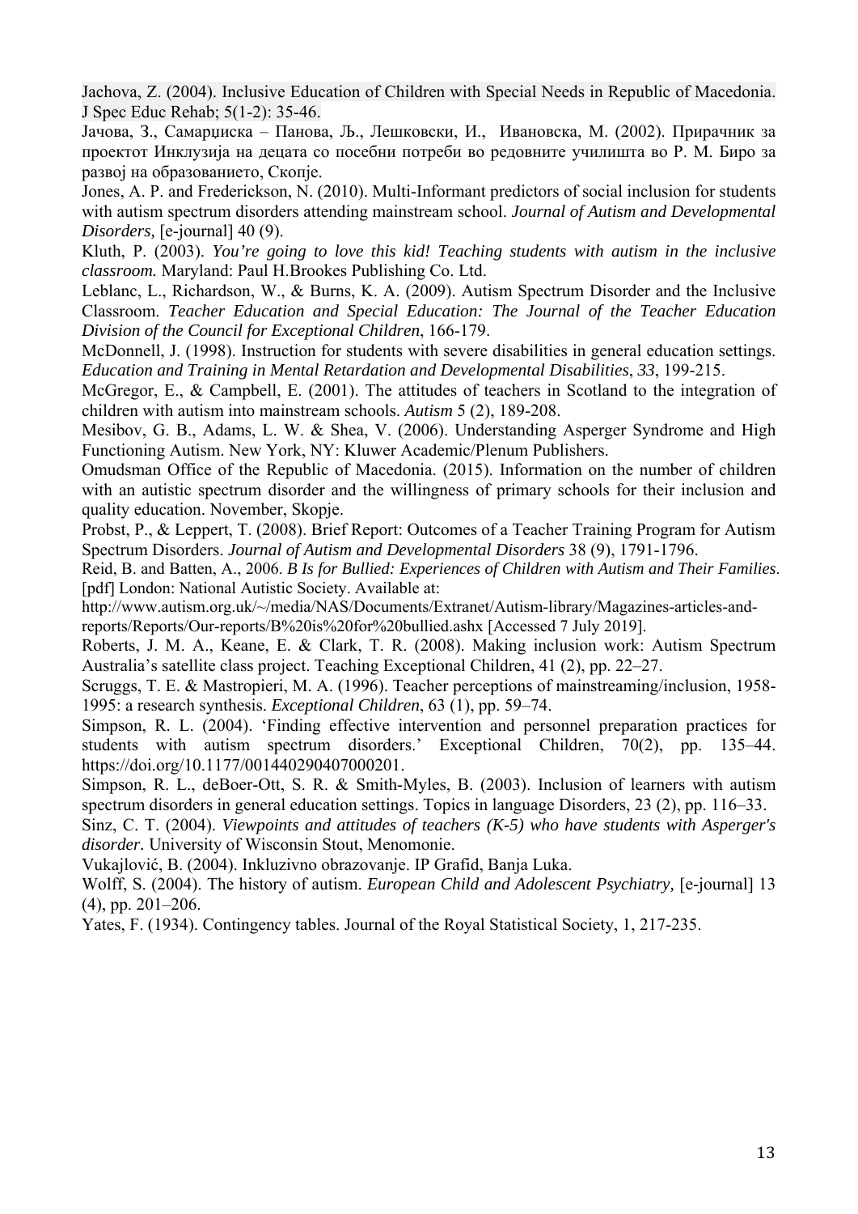Jachova, Z. (2004). Inclusive Education of Children with Special Needs in Republic of Macedonia. J Spec Educ Rehab; 5(1-2): 35-46.

Јачова, З., Самарџиска – Панова, Љ., Лешковски, И., Ивановска, М. (2002). Прирачник за проектот Инклузија на децата со посебни потреби во редовните училишта во Р. М. Биро за развој на образованието, Скопје.

Jones, A. P. and Frederickson, N. (2010). Multi-Informant predictors of social inclusion for students with autism spectrum disorders attending mainstream school. *Journal of Autism and Developmental Disorders,* [e-journal] 40 (9).

Kluth, P. (2003). *You're going to love this kid! Teaching students with autism in the inclusive classroom.* Maryland: Paul H.Brookes Publishing Co. Ltd.

Leblanc, L., Richardson, W., & Burns, K. A. (2009). Autism Spectrum Disorder and the Inclusive Classroom. *Teacher Education and Special Education: The Journal of the Teacher Education Division of the Council for Exceptional Children*, 166-179.

McDonnell, J. (1998). Instruction for students with severe disabilities in general education settings. *Education and Training in Mental Retardation and Developmental Disabilities*, *33*, 199-215.

McGregor, E., & Campbell, E. (2001). The attitudes of teachers in Scotland to the integration of children with autism into mainstream schools. *Autism* 5 (2), 189-208.

Mesibov, G. B., Adams, L. W. & Shea, V. (2006). Understanding Asperger Syndrome and High Functioning Autism. New York, NY: Kluwer Academic/Plenum Publishers.

Omudsman Office of the Republic of Macedonia. (2015). Information on the number of children with an autistic spectrum disorder and the willingness of primary schools for their inclusion and quality education. November, Skopje.

Probst, P., & Leppert, T. (2008). Brief Report: Outcomes of a Teacher Training Program for Autism Spectrum Disorders. *Journal of Autism and Developmental Disorders* 38 (9), 1791-1796.

Reid, B. and Batten, A., 2006. *B Is for Bullied: Experiences of Children with Autism and Their Families*. [pdf] London: National Autistic Society. Available at: http://www.autism.org.uk/~/media/NAS/Documents/Extranet/Autism-library/Magazines-articles-and-reports/Reports/Our-reports/B%20is%20for%20bullied.ashx [Accessed 7 July 2019].

Roberts, J. M. A., Keane, E. & Clark, T. R. (2008). Making inclusion work: Autism Spectrum Australia's satellite class project. Teaching Exceptional Children, 41 (2), pp. 22–27.

Scruggs, T. E. & Mastropieri, M. A. (1996). Teacher perceptions of mainstreaming/inclusion, 1958-1995: a research synthesis. *Exceptional Children*, 63 (1), pp. 59–74.

Simpson, R. L. (2004). 'Finding effective intervention and personnel preparation practices for students with autism spectrum disorders.' Exceptional Children, 70(2), pp. 135–44. https://doi.org/10.1177/001440290407000201.

Simpson, R. L., deBoer-Ott, S. R. & Smith-Myles, B. (2003). Inclusion of learners with autism spectrum disorders in general education settings. Topics in language Disorders, 23 (2), pp. 116–33.

Sinz, C. T. (2004). *Viewpoints and attitudes of teachers (K-5) who have students with Asperger's disorder*. University of Wisconsin Stout, Menomonie.

Vukajlović, B. (2004). Inkluzivno obrazovanje. IP Grafid, Banja Luka.

Wolff, S. (2004). The history of autism. *European Child and Adolescent Psychiatry,* [e-journal] 13 (4), pp. 201–206.

Yates, F. (1934). Contingency tables. Journal of the Royal Statistical Society, 1, 217-235.